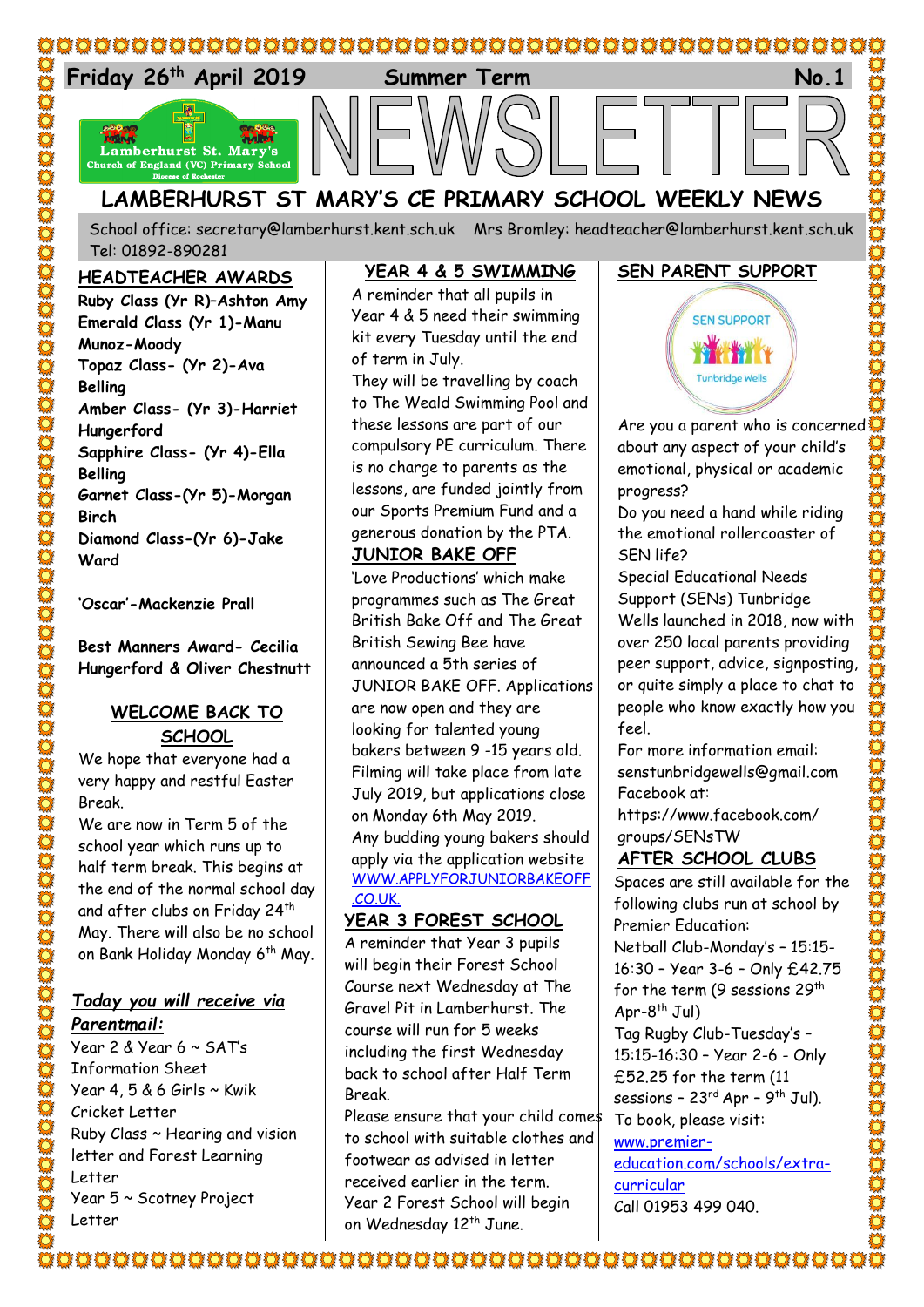Friday 26th April 2019 Summer Term No.1

# NEWSLETTER

## LAMBERHURST ST MARY'S CE PRIMARY SCHOOL WEEKLY NEWS

School office: secretary@lamberhurst.kent.sch.uk Mrs Bromley: headteacher@lamberhurst.kent.sch.uk Tel: 01892-890281

## HEADTEACHER AWARDS

**Ruby Class (Yr R)–Ashton Amy**
**Emerald Class (Yr 1)-Manu Munoz-Moody**
**Topaz Class- (Yr 2)-Ava Belling**
**Amber Class- (Yr 3)-Harriet Hungerford**
**Sapphire Class- (Yr 4)-Ella Belling**
**Garnet Class-(Yr 5)-Morgan Birch**
**Diamond Class-(Yr 6)-Jake Ward**

**'Oscar'-Mackenzie Prall**

**Best Manners Award- Cecilia Hungerford & Oliver Chestnutt**

## WELCOME BACK TO SCHOOL

We hope that everyone had a very happy and restful Easter Break.

We are now in Term 5 of the school year which runs up to half term break. This begins at the end of the normal school day and after clubs on Friday 24th May. There will also be no school on Bank Holiday Monday 6th May.

### *Today you will receive via Parentmail:*

Year 2 & Year 6 ~ SAT's Information Sheet
Year 4, 5 & 6 Girls ~ Kwik Cricket Letter
Ruby Class ~ Hearing and vision letter and Forest Learning Letter
Year 5 ~ Scotney Project Letter

## YEAR 4 & 5 SWIMMING

A reminder that all pupils in Year 4 & 5 need their swimming kit every Tuesday until the end of term in July.

They will be travelling by coach to The Weald Swimming Pool and these lessons are part of our compulsory PE curriculum. There is no charge to parents as the lessons, are funded jointly from our Sports Premium Fund and a generous donation by the PTA.

## JUNIOR BAKE OFF

'Love Productions' which make programmes such as The Great British Bake Off and The Great British Sewing Bee have announced a 5th series of JUNIOR BAKE OFF. Applications are now open and they are looking for talented young bakers between 9 -15 years old. Filming will take place from late July 2019, but applications close on Monday 6th May 2019. Any budding young bakers should apply via the application website WWW.APPLYFORJUNIORBAKEOFF.CO.UK.

## YEAR 3 FOREST SCHOOL

A reminder that Year 3 pupils will begin their Forest School Course next Wednesday at The Gravel Pit in Lamberhurst. The course will run for 5 weeks including the first Wednesday back to school after Half Term Break.

Please ensure that your child comes to school with suitable clothes and footwear as advised in letter received earlier in the term.

Year 2 Forest School will begin on Wednesday 12th June.

## SEN PARENT SUPPORT

SEN SUPPORT
Tunbridge Wells

Are you a parent who is concerned about any aspect of your child's emotional, physical or academic progress?

Do you need a hand while riding the emotional rollercoaster of SEN life?

Special Educational Needs Support (SENs) Tunbridge Wells launched in 2018, now with over 250 local parents providing peer support, advice, signposting, or quite simply a place to chat to people who know exactly how you feel.

For more information email: senstunbridgewells@gmail.com
Facebook at: https://www.facebook.com/groups/SENsTW

## AFTER SCHOOL CLUBS

Spaces are still available for the following clubs run at school by Premier Education:

Netball Club-Monday's – 15:15-16:30 – Year 3-6 – Only £42.75 for the term (9 sessions 29th Apr-8th Jul)

Tag Rugby Club-Tuesday's – 15:15-16:30 – Year 2-6 - Only £52.25 for the term (11 sessions – 23rd Apr – 9th Jul).

To book, please visit: www.premier-education.com/schools/extra-curricular

Call 01953 499 040.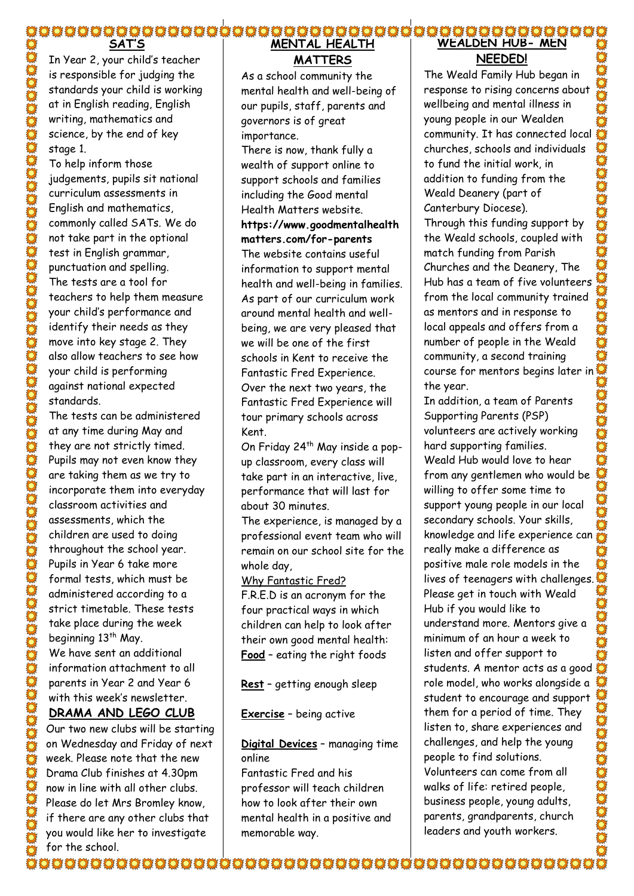## SAT'S

In Year 2, your child's teacher is responsible for judging the standards your child is working at in English reading, English writing, mathematics and science, by the end of key stage 1.

To help inform those judgements, pupils sit national curriculum assessments in English and mathematics, commonly called SATs. We do not take part in the optional test in English grammar, punctuation and spelling.

The tests are a tool for teachers to help them measure your child's performance and identify their needs as they move into key stage 2. They also allow teachers to see how your child is performing against national expected standards.

The tests can be administered at any time during May and they are not strictly timed. Pupils may not even know they are taking them as we try to incorporate them into everyday classroom activities and assessments, which the children are used to doing throughout the school year.

Pupils in Year 6 take more formal tests, which must be administered according to a strict timetable. These tests take place during the week beginning 13th May.

We have sent an additional information attachment to all parents in Year 2 and Year 6 with this week's newsletter.

## DRAMA AND LEGO CLUB

Our two new clubs will be starting on Wednesday and Friday of next week. Please note that the new Drama Club finishes at 4.30pm now in line with all other clubs. Please do let Mrs Bromley know, if there are any other clubs that you would like her to investigate for the school.

## MENTAL HEALTH MATTERS

As a school community the mental health and well-being of our pupils, staff, parents and governors is of great importance.

There is now, thank fully a wealth of support online to support schools and families including the Good mental Health Matters website.

**https://www.goodmentalhealthmatters.com/for-parents**

The website contains useful information to support mental health and well-being in families.

As part of our curriculum work around mental health and well-being, we are very pleased that we will be one of the first schools in Kent to receive the Fantastic Fred Experience.

Over the next two years, the Fantastic Fred Experience will tour primary schools across Kent.

On Friday 24th May inside a pop-up classroom, every class will take part in an interactive, live, performance that will last for about 30 minutes.

The experience, is managed by a professional event team who will remain on our school site for the whole day,

Why Fantastic Fred?

F.R.E.D is an acronym for the four practical ways in which children can help to look after their own good mental health:

**Food** – eating the right foods

**Rest** – getting enough sleep

**Exercise** – being active

**Digital Devices** – managing time online

Fantastic Fred and his professor will teach children how to look after their own mental health in a positive and memorable way.

## WEALDEN HUB- MEN NEEDED!

The Weald Family Hub began in response to rising concerns about wellbeing and mental illness in young people in our Wealden community. It has connected local churches, schools and individuals to fund the initial work, in addition to funding from the Weald Deanery (part of Canterbury Diocese).

Through this funding support by the Weald schools, coupled with match funding from Parish Churches and the Deanery, The Hub has a team of five volunteers from the local community trained as mentors and in response to local appeals and offers from a number of people in the Weald community, a second training course for mentors begins later in the year.

In addition, a team of Parents Supporting Parents (PSP) volunteers are actively working hard supporting families.

Weald Hub would love to hear from any gentlemen who would be willing to offer some time to support young people in our local secondary schools. Your skills, knowledge and life experience can really make a difference as positive male role models in the lives of teenagers with challenges.

Please get in touch with Weald Hub if you would like to understand more. Mentors give a minimum of an hour a week to listen and offer support to students. A mentor acts as a good role model, who works alongside a student to encourage and support them for a period of time. They listen to, share experiences and challenges, and help the young people to find solutions.

Volunteers can come from all walks of life: retired people, business people, young adults, parents, grandparents, church leaders and youth workers.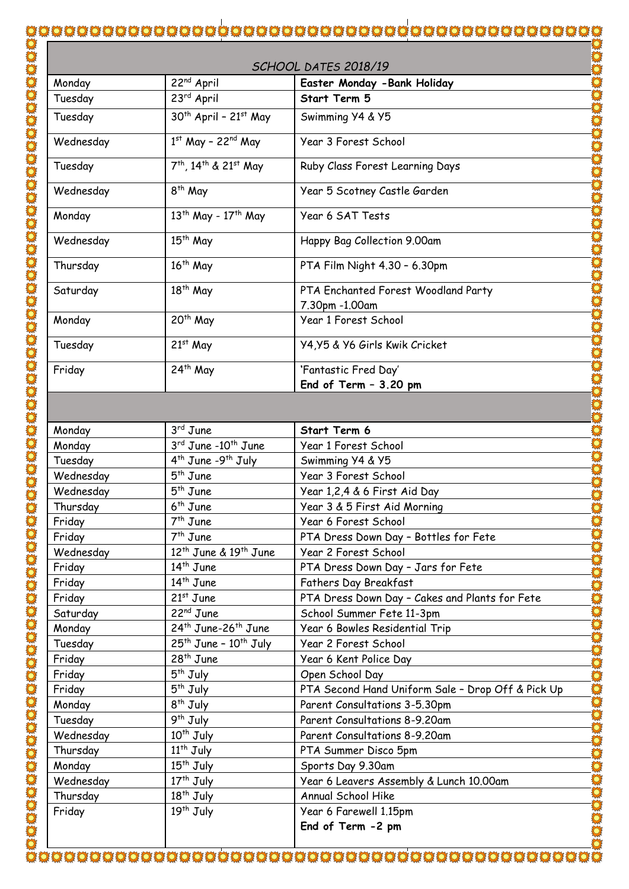| *SCHOOL DATES 2018/19* | | |
|---|---|---|
| Monday | 22nd April | **Easter Monday -Bank Holiday** |
| Tuesday | 23rd April | **Start Term 5** |
| Tuesday | 30th April – 21st May | Swimming Y4 & Y5 |
| Wednesday | 1st May – 22nd May | Year 3 Forest School |
| Tuesday | 7th, 14th & 21st May | Ruby Class Forest Learning Days |
| Wednesday | 8th May | Year 5 Scotney Castle Garden |
| Monday | 13th May - 17th May | Year 6 SAT Tests |
| Wednesday | 15th May | Happy Bag Collection 9.00am |
| Thursday | 16th May | PTA Film Night 4.30 – 6.30pm |
| Saturday | 18th May | PTA Enchanted Forest Woodland Party 7.30pm -1.00am |
| Monday | 20th May | Year 1 Forest School |
| Tuesday | 21st May | Y4,Y5 & Y6 Girls Kwik Cricket |
| Friday | 24th May | 'Fantastic Fred Day' **End of Term – 3.20 pm** |
| | | |
| Monday | 3rd June | **Start Term 6** |
| Monday | 3rd June -10th June | Year 1 Forest School |
| Tuesday | 4th June -9th July | Swimming Y4 & Y5 |
| Wednesday | 5th June | Year 3 Forest School |
| Wednesday | 5th June | Year 1,2,4 & 6 First Aid Day |
| Thursday | 6th June | Year 3 & 5 First Aid Morning |
| Friday | 7th June | Year 6 Forest School |
| Friday | 7th June | PTA Dress Down Day – Bottles for Fete |
| Wednesday | 12th June & 19th June | Year 2 Forest School |
| Friday | 14th June | PTA Dress Down Day – Jars for Fete |
| Friday | 14th June | Fathers Day Breakfast |
| Friday | 21st June | PTA Dress Down Day – Cakes and Plants for Fete |
| Saturday | 22nd June | School Summer Fete 11-3pm |
| Monday | 24th June-26th June | Year 6 Bowles Residential Trip |
| Tuesday | 25th June – 10th July | Year 2 Forest School |
| Friday | 28th June | Year 6 Kent Police Day |
| Friday | 5th July | Open School Day |
| Friday | 5th July | PTA Second Hand Uniform Sale – Drop Off & Pick Up |
| Monday | 8th July | Parent Consultations 3-5.30pm |
| Tuesday | 9th July | Parent Consultations 8-9.20am |
| Wednesday | 10th July | Parent Consultations 8-9.20am |
| Thursday | 11th July | PTA Summer Disco 5pm |
| Monday | 15th July | Sports Day 9.30am |
| Wednesday | 17th July | Year 6 Leavers Assembly & Lunch 10.00am |
| Thursday | 18th July | Annual School Hike |
| Friday | 19th July | Year 6 Farewell 1.15pm **End of Term -2 pm** |